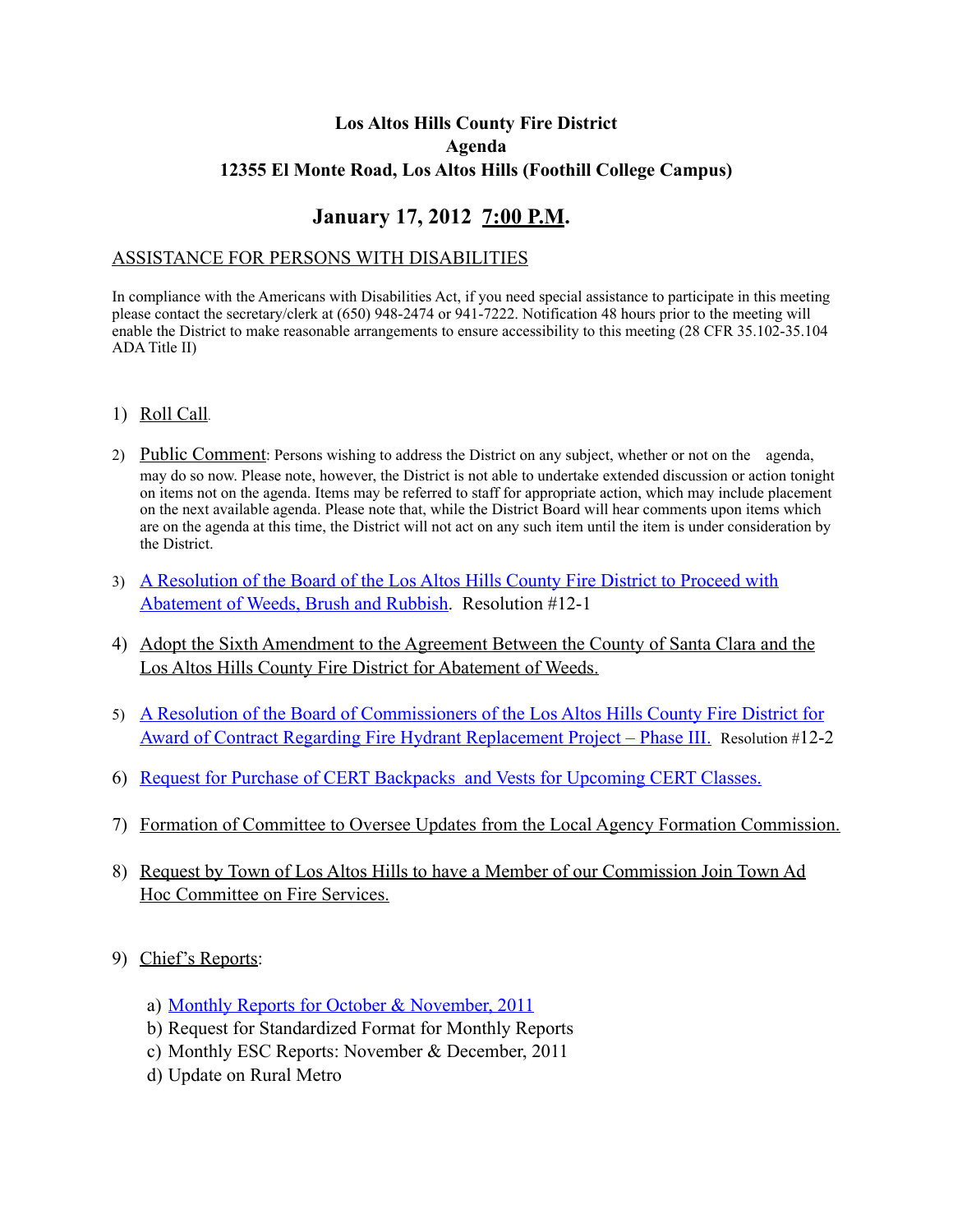# Los Altos Hills County Fire District
## Agenda
### 12355 El Monte Road, Los Altos Hills (Foothill College Campus)

## January 17, 2012 7:00 P.M.

ASSISTANCE FOR PERSONS WITH DISABILITIES

In compliance with the Americans with Disabilities Act, if you need special assistance to participate in this meeting please contact the secretary/clerk at (650) 948-2474 or 941-7222. Notification 48 hours prior to the meeting will enable the District to make reasonable arrangements to ensure accessibility to this meeting (28 CFR 35.102-35.104 ADA Title II)

1) Roll Call.

2) Public Comment: Persons wishing to address the District on any subject, whether or not on the agenda, may do so now. Please note, however, the District is not able to undertake extended discussion or action tonight on items not on the agenda. Items may be referred to staff for appropriate action, which may include placement on the next available agenda. Please note that, while the District Board will hear comments upon items which are on the agenda at this time, the District will not act on any such item until the item is under consideration by the District.

3) A Resolution of the Board of the Los Altos Hills County Fire District to Proceed with Abatement of Weeds, Brush and Rubbish. Resolution #12-1

4) Adopt the Sixth Amendment to the Agreement Between the County of Santa Clara and the Los Altos Hills County Fire District for Abatement of Weeds.

5) A Resolution of the Board of Commissioners of the Los Altos Hills County Fire District for Award of Contract Regarding Fire Hydrant Replacement Project – Phase III. Resolution #12-2

6) Request for Purchase of CERT Backpacks and Vests for Upcoming CERT Classes.

7) Formation of Committee to Oversee Updates from the Local Agency Formation Commission.

8) Request by Town of Los Altos Hills to have a Member of our Commission Join Town Ad Hoc Committee on Fire Services.

9) Chief's Reports:

   a) Monthly Reports for October & November, 2011
   b) Request for Standardized Format for Monthly Reports
   c) Monthly ESC Reports: November & December, 2011
   d) Update on Rural Metro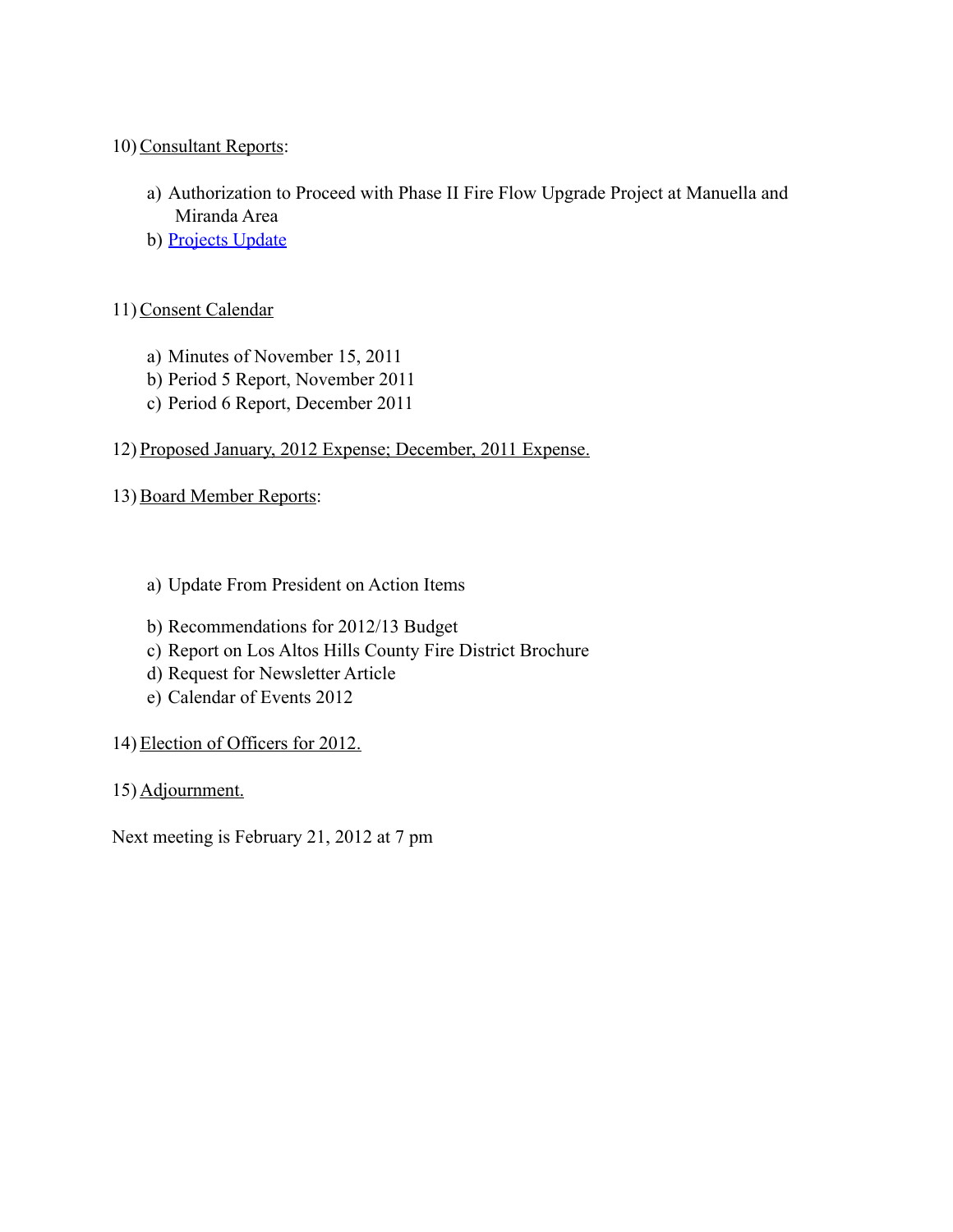10) Consultant Reports:

  a) Authorization to Proceed with Phase II Fire Flow Upgrade Project at Manuella and Miranda Area
  b) Projects Update

11) Consent Calendar

  a) Minutes of November 15, 2011
  b) Period 5 Report, November 2011
  c) Period 6 Report, December 2011

12) Proposed January, 2012 Expense; December, 2011 Expense.

13) Board Member Reports:

  a) Update From President on Action Items
  b) Recommendations for 2012/13 Budget
  c) Report on Los Altos Hills County Fire District Brochure
  d) Request for Newsletter Article
  e) Calendar of Events 2012

14) Election of Officers for 2012.

15) Adjournment.

Next meeting is February 21, 2012 at 7 pm